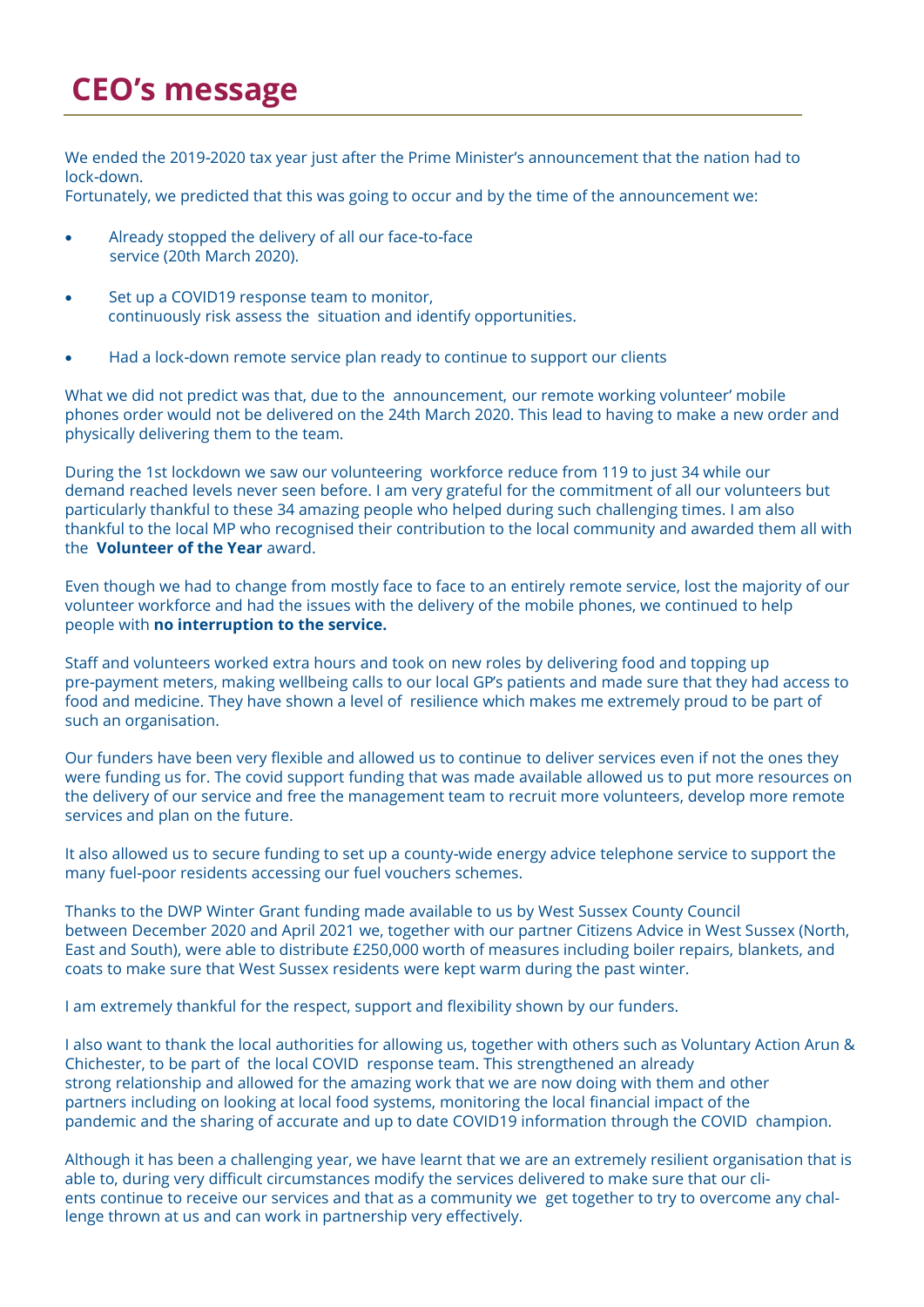# CEO's message

We ended the 2019-2020 tax year just after the Prime Minister's announcement that the nation had to lock-down.
Fortunately, we predicted that this was going to occur and by the time of the announcement we:

- Already stopped the delivery of all our face-to-face service (20th March 2020).
- Set up a COVID19 response team to monitor, continuously risk assess the situation and identify opportunities.
- Had a lock-down remote service plan ready to continue to support our clients

What we did not predict was that, due to the announcement, our remote working volunteer' mobile phones order would not be delivered on the 24th March 2020. This lead to having to make a new order and physically delivering them to the team.

During the 1st lockdown we saw our volunteering workforce reduce from 119 to just 34 while our demand reached levels never seen before. I am very grateful for the commitment of all our volunteers but particularly thankful to these 34 amazing people who helped during such challenging times. I am also thankful to the local MP who recognised their contribution to the local community and awarded them all with the **Volunteer of the Year** award.

Even though we had to change from mostly face to face to an entirely remote service, lost the majority of our volunteer workforce and had the issues with the delivery of the mobile phones, we continued to help people with **no interruption to the service.**

Staff and volunteers worked extra hours and took on new roles by delivering food and topping up pre-payment meters, making wellbeing calls to our local GP's patients and made sure that they had access to food and medicine. They have shown a level of resilience which makes me extremely proud to be part of such an organisation.

Our funders have been very flexible and allowed us to continue to deliver services even if not the ones they were funding us for. The covid support funding that was made available allowed us to put more resources on the delivery of our service and free the management team to recruit more volunteers, develop more remote services and plan on the future.

It also allowed us to secure funding to set up a county-wide energy advice telephone service to support the many fuel-poor residents accessing our fuel vouchers schemes.

Thanks to the DWP Winter Grant funding made available to us by West Sussex County Council between December 2020 and April 2021 we, together with our partner Citizens Advice in West Sussex (North, East and South), were able to distribute £250,000 worth of measures including boiler repairs, blankets, and coats to make sure that West Sussex residents were kept warm during the past winter.

I am extremely thankful for the respect, support and flexibility shown by our funders.

I also want to thank the local authorities for allowing us, together with others such as Voluntary Action Arun & Chichester, to be part of the local COVID response team. This strengthened an already strong relationship and allowed for the amazing work that we are now doing with them and other partners including on looking at local food systems, monitoring the local financial impact of the pandemic and the sharing of accurate and up to date COVID19 information through the COVID champion.

Although it has been a challenging year, we have learnt that we are an extremely resilient organisation that is able to, during very difficult circumstances modify the services delivered to make sure that our clients continue to receive our services and that as a community we get together to try to overcome any challenge thrown at us and can work in partnership very effectively.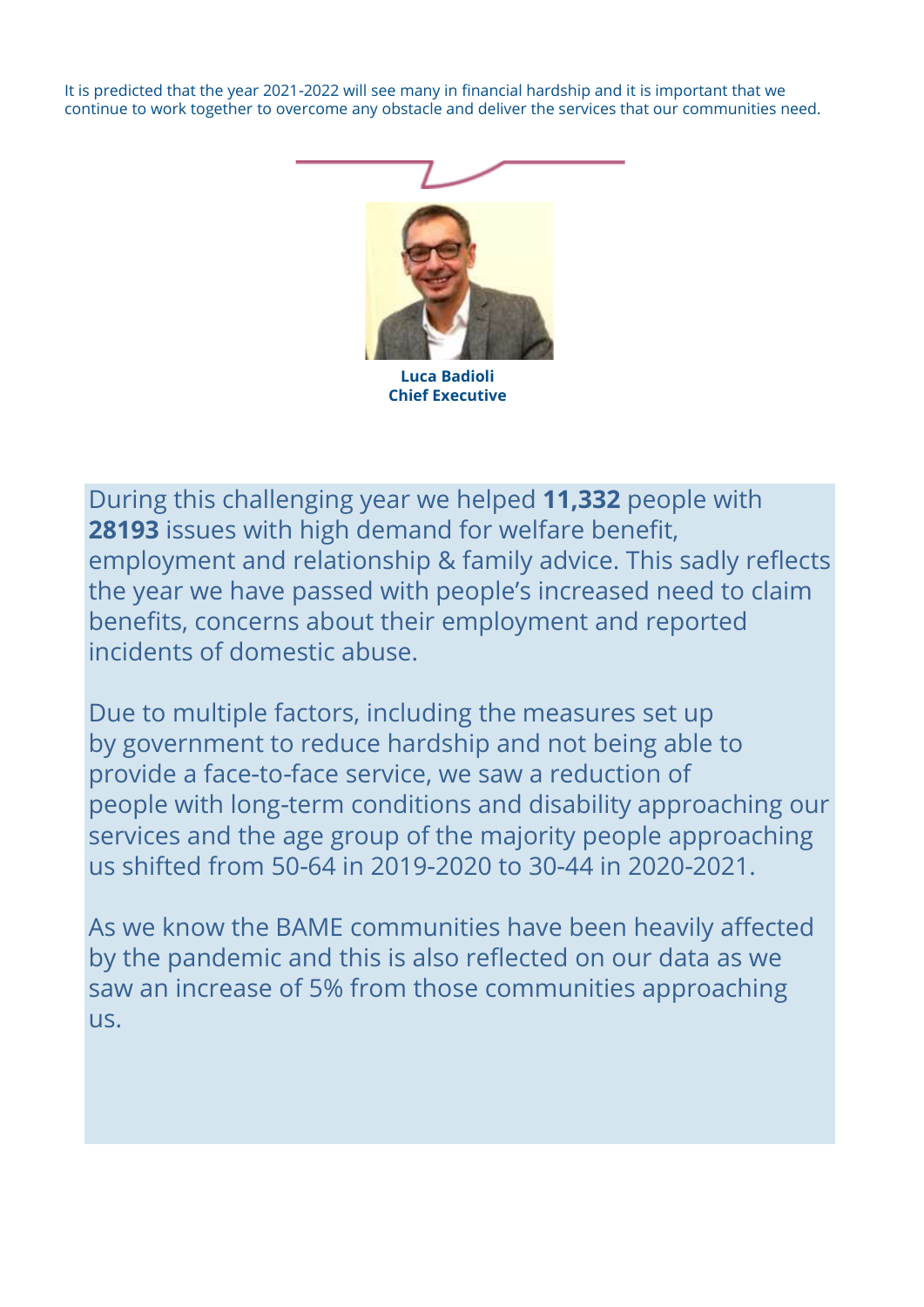It is predicted that the year 2021-2022 will see many in financial hardship and it is important that we continue to work together to overcome any obstacle and deliver the services that our communities need.

**Luca Badioli**
**Chief Executive**

During this challenging year we helped **11,332** people with **28193** issues with high demand for welfare benefit, employment and relationship & family advice. This sadly reflects the year we have passed with people's increased need to claim benefits, concerns about their employment and reported incidents of domestic abuse.

Due to multiple factors, including the measures set up by government to reduce hardship and not being able to provide a face-to-face service, we saw a reduction of people with long-term conditions and disability approaching our services and the age group of the majority people approaching us shifted from 50-64 in 2019-2020 to 30-44 in 2020-2021.

As we know the BAME communities have been heavily affected by the pandemic and this is also reflected on our data as we saw an increase of 5% from those communities approaching us.